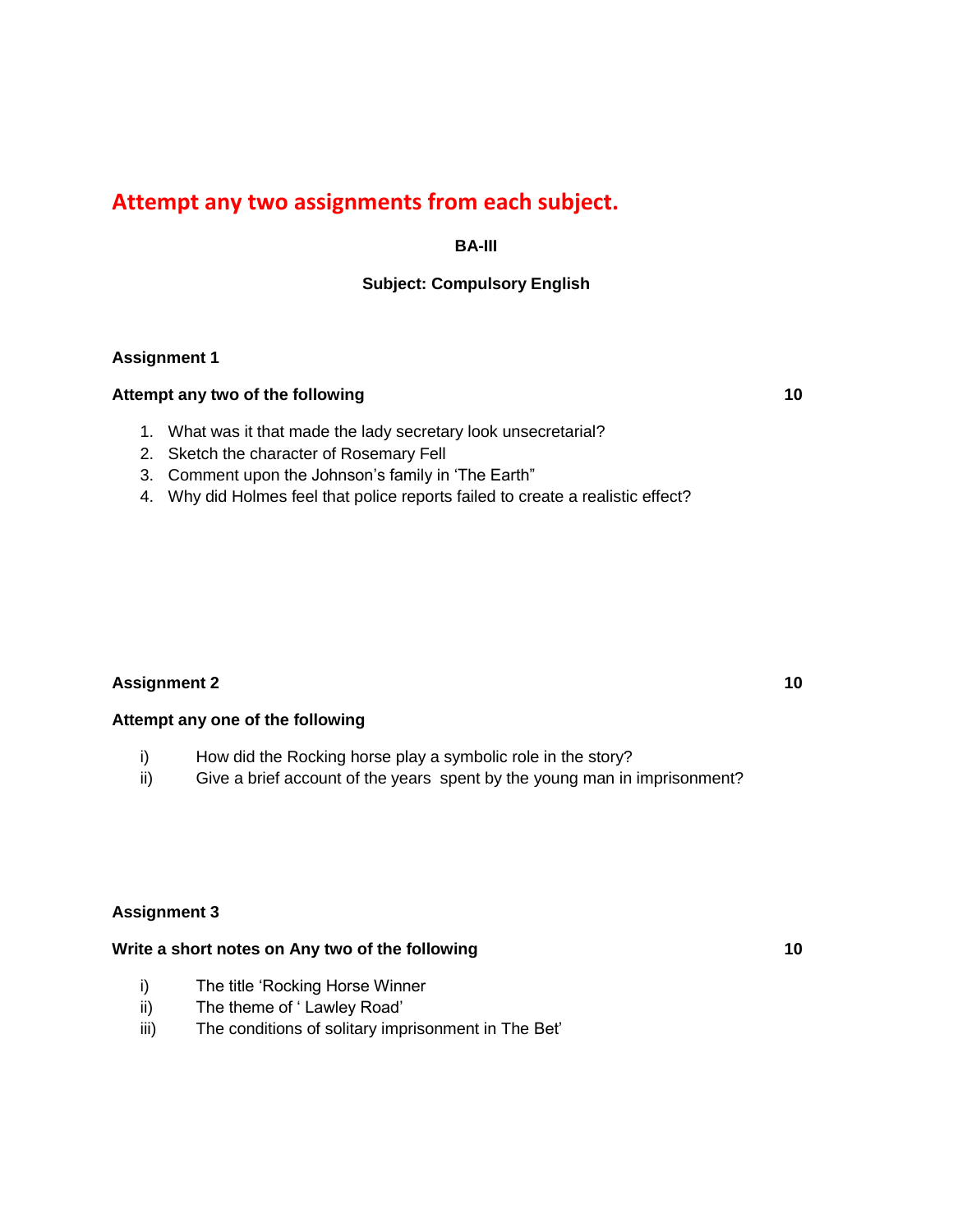# Attempt any two assignments from each subject.

**BA-III**

**Subject: Compulsory English**

**Assignment 1**

**Attempt any two of the following** **10**

1. What was it that made the lady secretary look unsecretarial?
2. Sketch the character of Rosemary Fell
3. Comment upon the Johnson's family in 'The Earth"
4. Why did Holmes feel that police reports failed to create a realistic effect?

**Assignment 2** **10**

**Attempt any one of the following**

i) How did the Rocking horse play a symbolic role in the story?
ii) Give a brief account of the years spent by the young man in imprisonment?

**Assignment 3**

**Write a short notes on Any two of the following** **10**

i) The title 'Rocking Horse Winner
ii) The theme of ' Lawley Road'
iii) The conditions of solitary imprisonment in The Bet'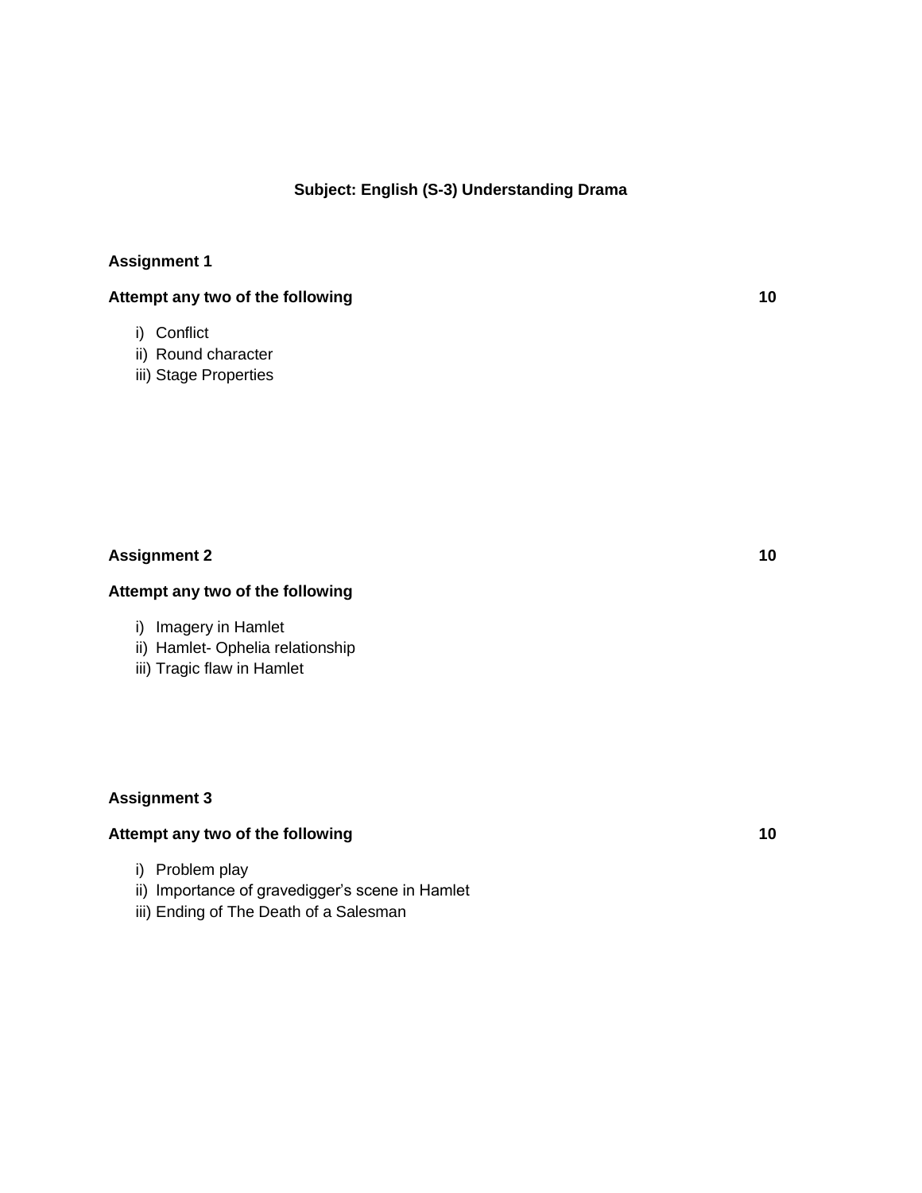## Subject: English (S-3) Understanding Drama

**Assignment 1**

**Attempt any two of the following** **10**

i) Conflict
ii) Round character
iii) Stage Properties

**Assignment 2** **10**

**Attempt any two of the following**

i) Imagery in Hamlet
ii) Hamlet- Ophelia relationship
iii) Tragic flaw in Hamlet

**Assignment 3**

**Attempt any two of the following** **10**

i) Problem play
ii) Importance of gravedigger's scene in Hamlet
iii) Ending of The Death of a Salesman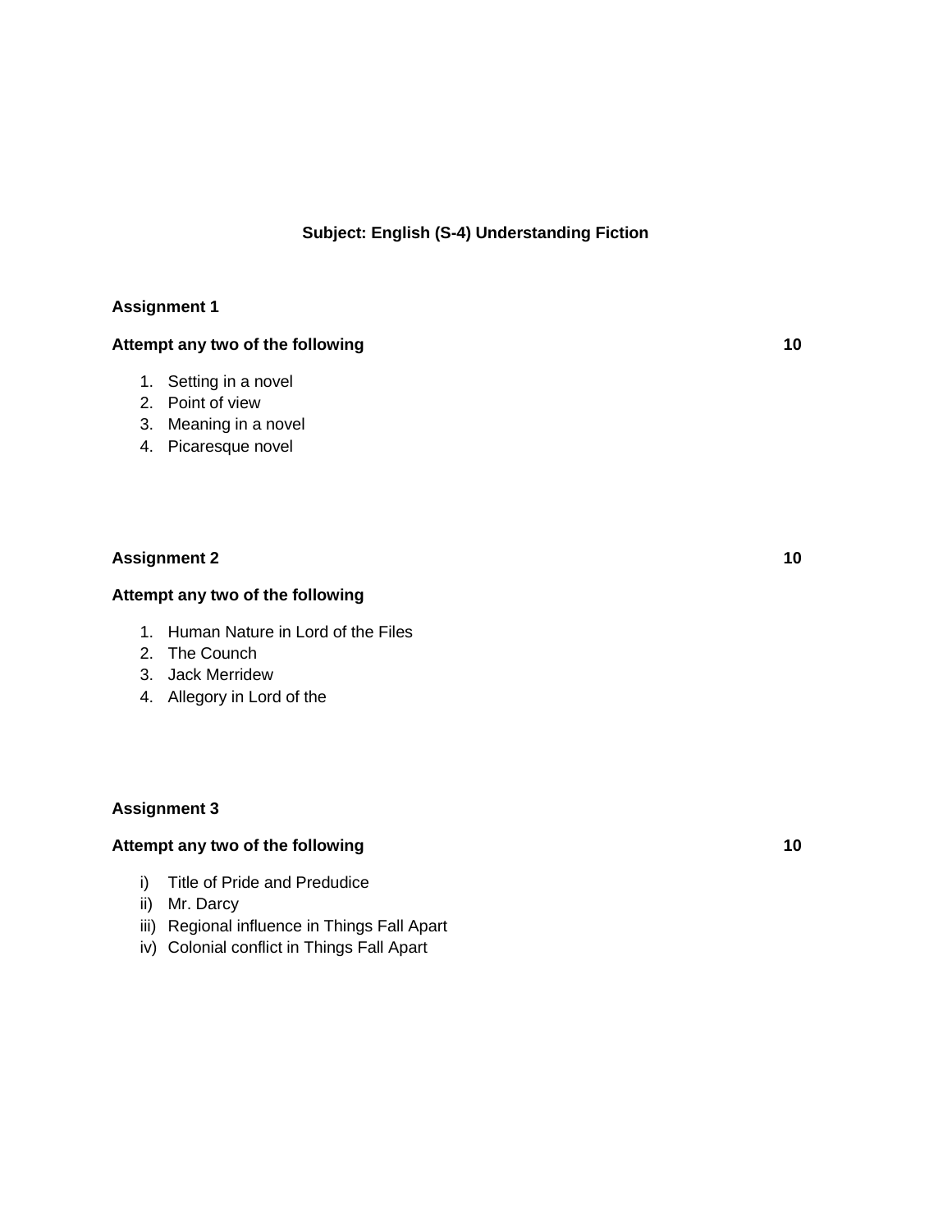**Subject: English (S-4) Understanding Fiction**

**Assignment 1**

**Attempt any two of the following** **10**

1. Setting in a novel
2. Point of view
3. Meaning in a novel
4. Picaresque novel

**Assignment 2** **10**

**Attempt any two of the following**

1. Human Nature in Lord of the Files
2. The Counch
3. Jack Merridew
4. Allegory in Lord of the

**Assignment 3**

**Attempt any two of the following** **10**

i) Title of Pride and Preducice
ii) Mr. Darcy
iii) Regional influence in Things Fall Apart
iv) Colonial conflict in Things Fall Apart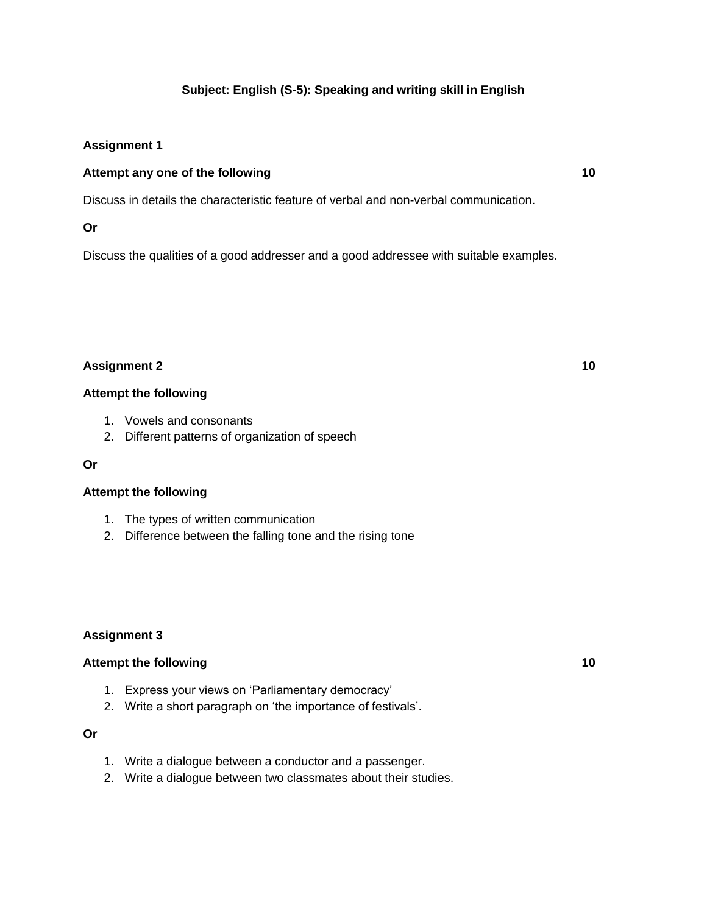## Subject: English (S-5): Speaking and writing skill in English

### Assignment 1

**Attempt any one of the following** **10**

Discuss in details the characteristic feature of verbal and non-verbal communication.

**Or**

Discuss the qualities of a good addresser and a good addressee with suitable examples.

### Assignment 2 **10**

**Attempt the following**

1. Vowels and consonants
2. Different patterns of organization of speech

**Or**

**Attempt the following**

1. The types of written communication
2. Difference between the falling tone and the rising tone

### Assignment 3

**Attempt the following** **10**

1. Express your views on 'Parliamentary democracy'
2. Write a short paragraph on 'the importance of festivals'.

**Or**

1. Write a dialogue between a conductor and a passenger.
2. Write a dialogue between two classmates about their studies.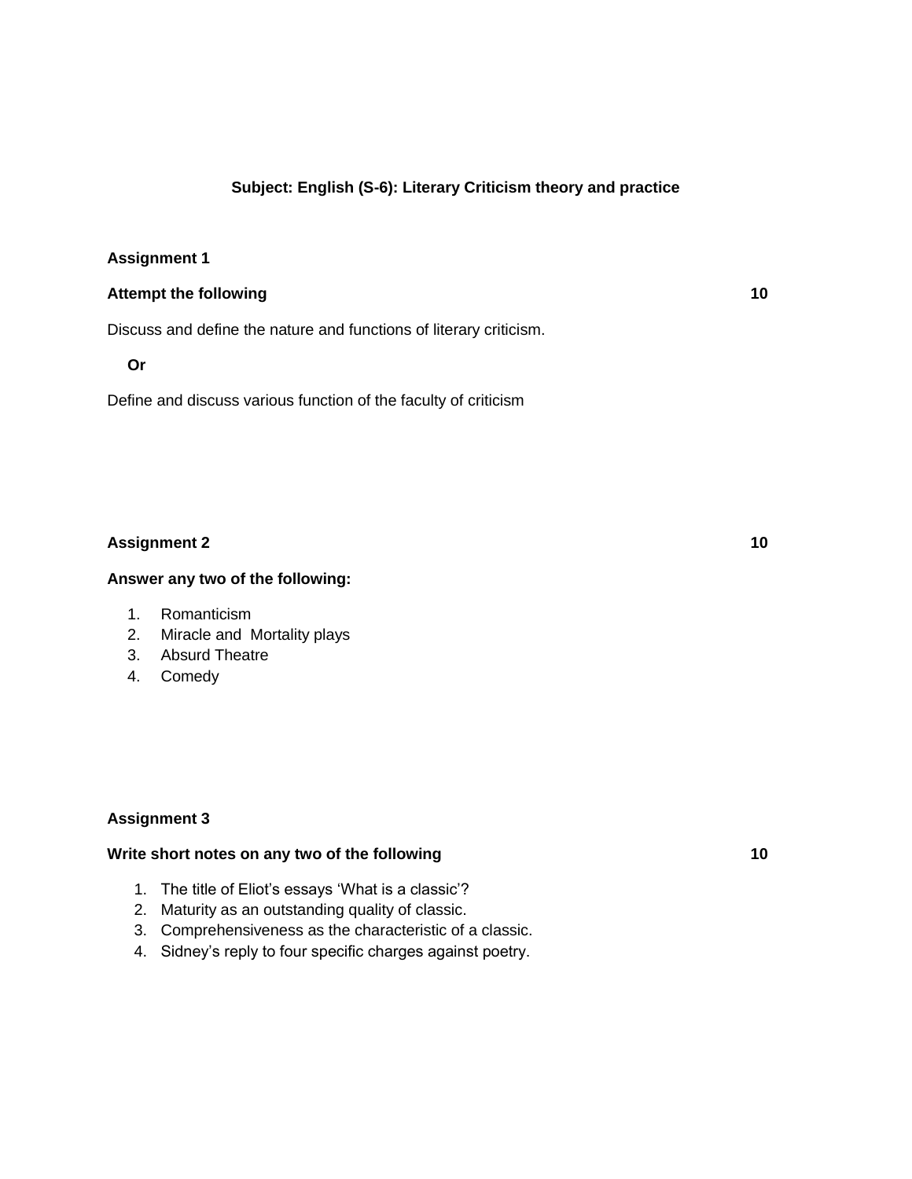**Subject: English (S-6): Literary Criticism theory and practice**

**Assignment 1**

**Attempt the following** **10**

Discuss and define the nature and functions of literary criticism.

**Or**

Define and discuss various function of the faculty of criticism

**Assignment 2** **10**

**Answer any two of the following:**

1. Romanticism
2. Miracle and Mortality plays
3. Absurd Theatre
4. Comedy

**Assignment 3**

**Write short notes on any two of the following** **10**

1. The title of Eliot's essays 'What is a classic'?
2. Maturity as an outstanding quality of classic.
3. Comprehensiveness as the characteristic of a classic.
4. Sidney's reply to four specific charges against poetry.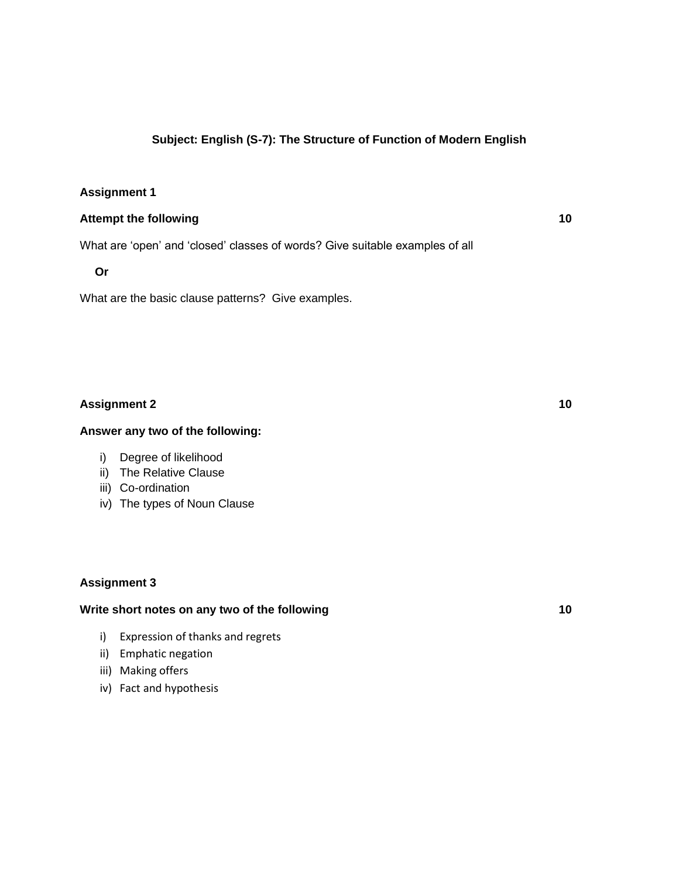## Subject: English (S-7): The Structure of Function of Modern English

### Assignment 1

**Attempt the following** **10**

What are 'open' and 'closed' classes of words? Give suitable examples of all

**Or**

What are the basic clause patterns? Give examples.

### Assignment 2 **10**

**Answer any two of the following:**

i) Degree of likelihood
ii) The Relative Clause
iii) Co-ordination
iv) The types of Noun Clause

### Assignment 3

**Write short notes on any two of the following** **10**

i) Expression of thanks and regrets
ii) Emphatic negation
iii) Making offers
iv) Fact and hypothesis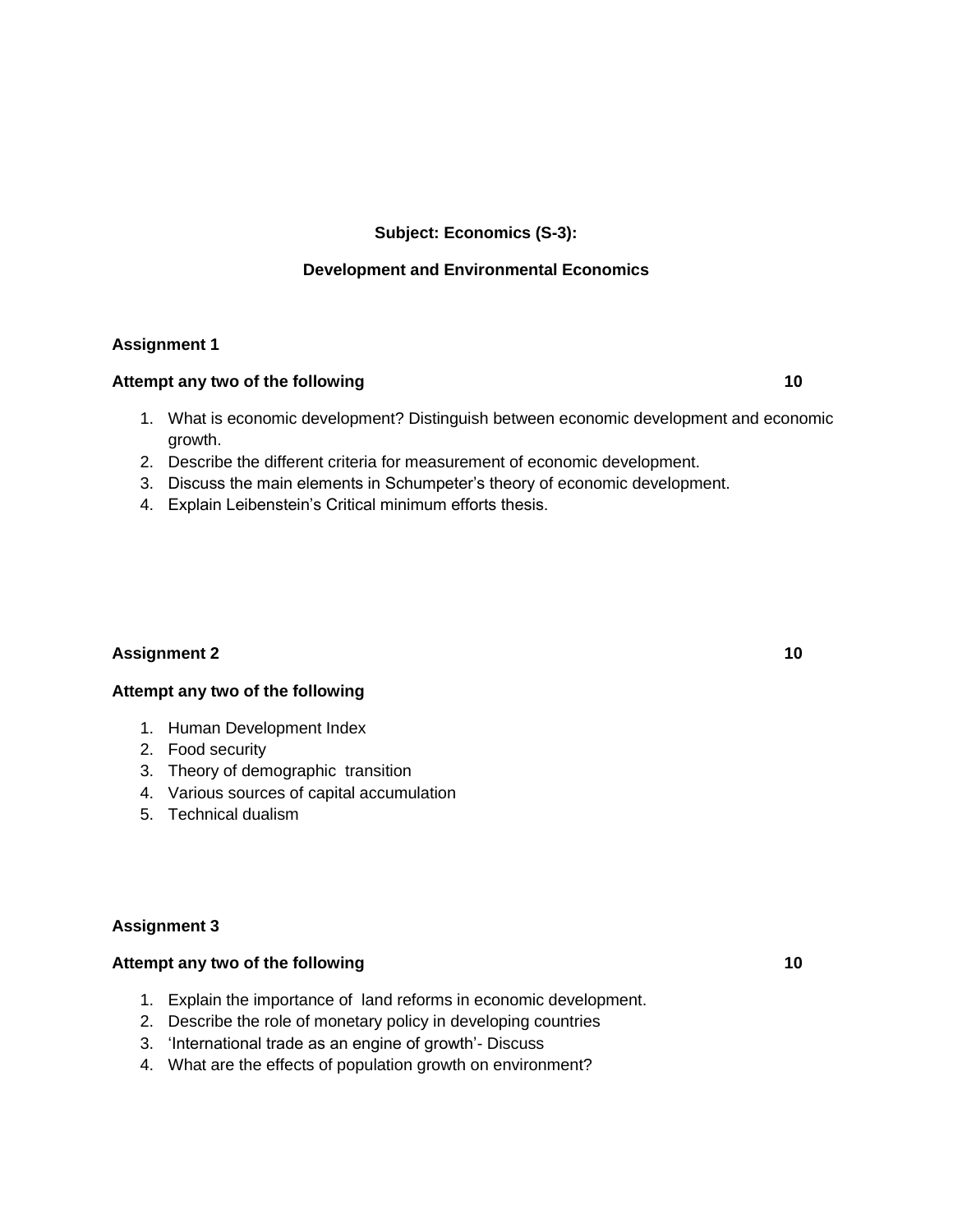**Subject: Economics (S-3):**

**Development and Environmental Economics**

## Assignment 1

**Attempt any two of the following** **10**

1. What is economic development? Distinguish between economic development and economic growth.
2. Describe the different criteria for measurement of economic development.
3. Discuss the main elements in Schumpeter's theory of economic development.
4. Explain Leibenstein's Critical minimum efforts thesis.

## Assignment 2 **10**

**Attempt any two of the following**

1. Human Development Index
2. Food security
3. Theory of demographic transition
4. Various sources of capital accumulation
5. Technical dualism

## Assignment 3

**Attempt any two of the following** **10**

1. Explain the importance of land reforms in economic development.
2. Describe the role of monetary policy in developing countries
3. 'International trade as an engine of growth'- Discuss
4. What are the effects of population growth on environment?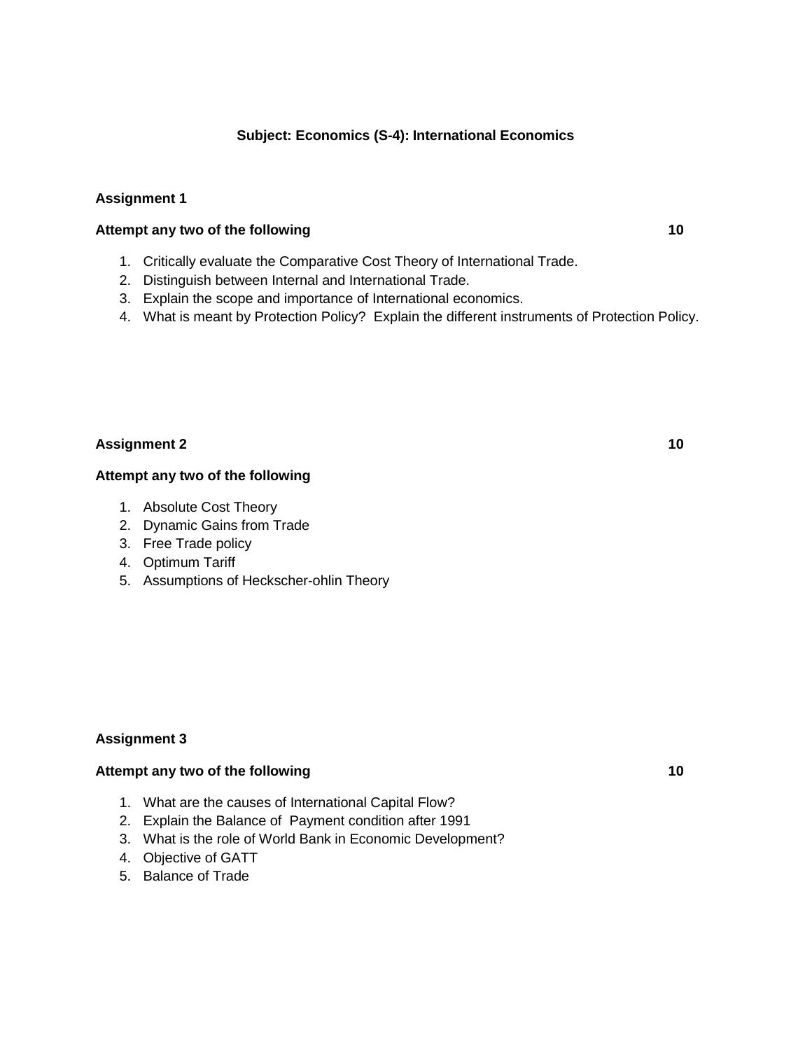**Subject: Economics (S-4): International Economics**

**Assignment 1**

**Attempt any two of the following** **10**

1. Critically evaluate the Comparative Cost Theory of International Trade.
2. Distinguish between Internal and International Trade.
3. Explain the scope and importance of International economics.
4. What is meant by Protection Policy? Explain the different instruments of Protection Policy.

**Assignment 2** **10**

**Attempt any two of the following**

1. Absolute Cost Theory
2. Dynamic Gains from Trade
3. Free Trade policy
4. Optimum Tariff
5. Assumptions of Heckscher-ohlin Theory

**Assignment 3**

**Attempt any two of the following** **10**

1. What are the causes of International Capital Flow?
2. Explain the Balance of Payment condition after 1991
3. What is the role of World Bank in Economic Development?
4. Objective of GATT
5. Balance of Trade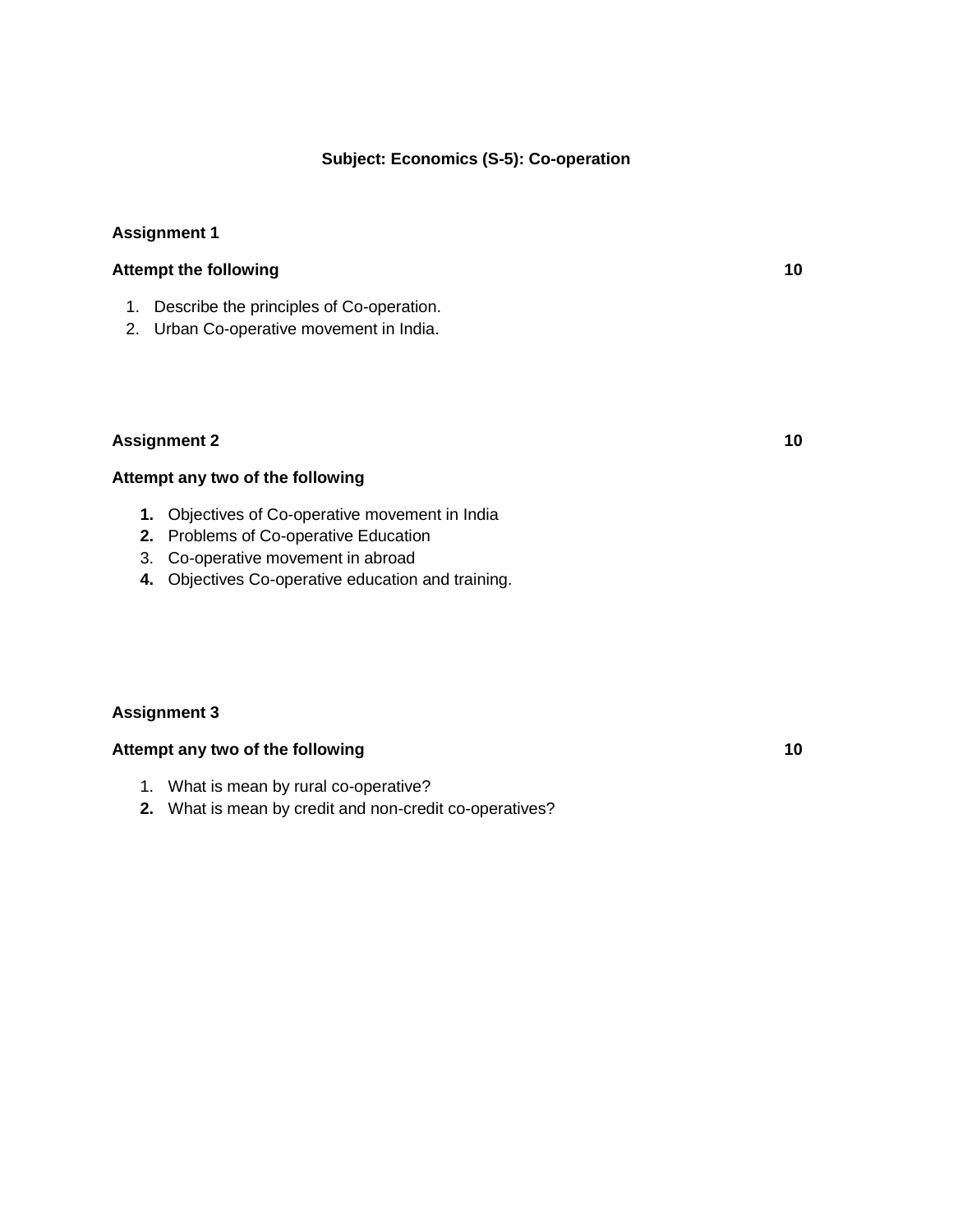**Subject: Economics (S-5): Co-operation**

**Assignment 1**

**Attempt the following** **10**

1. Describe the principles of Co-operation.
2. Urban Co-operative movement in India.

**Assignment 2** **10**

**Attempt any two of the following**

1. Objectives of Co-operative movement in India
2. Problems of Co-operative Education
3. Co-operative movement in abroad
4. Objectives Co-operative education and training.

**Assignment 3**

**Attempt any two of the following** **10**

1. What is mean by rural co-operative?
2. What is mean by credit and non-credit co-operatives?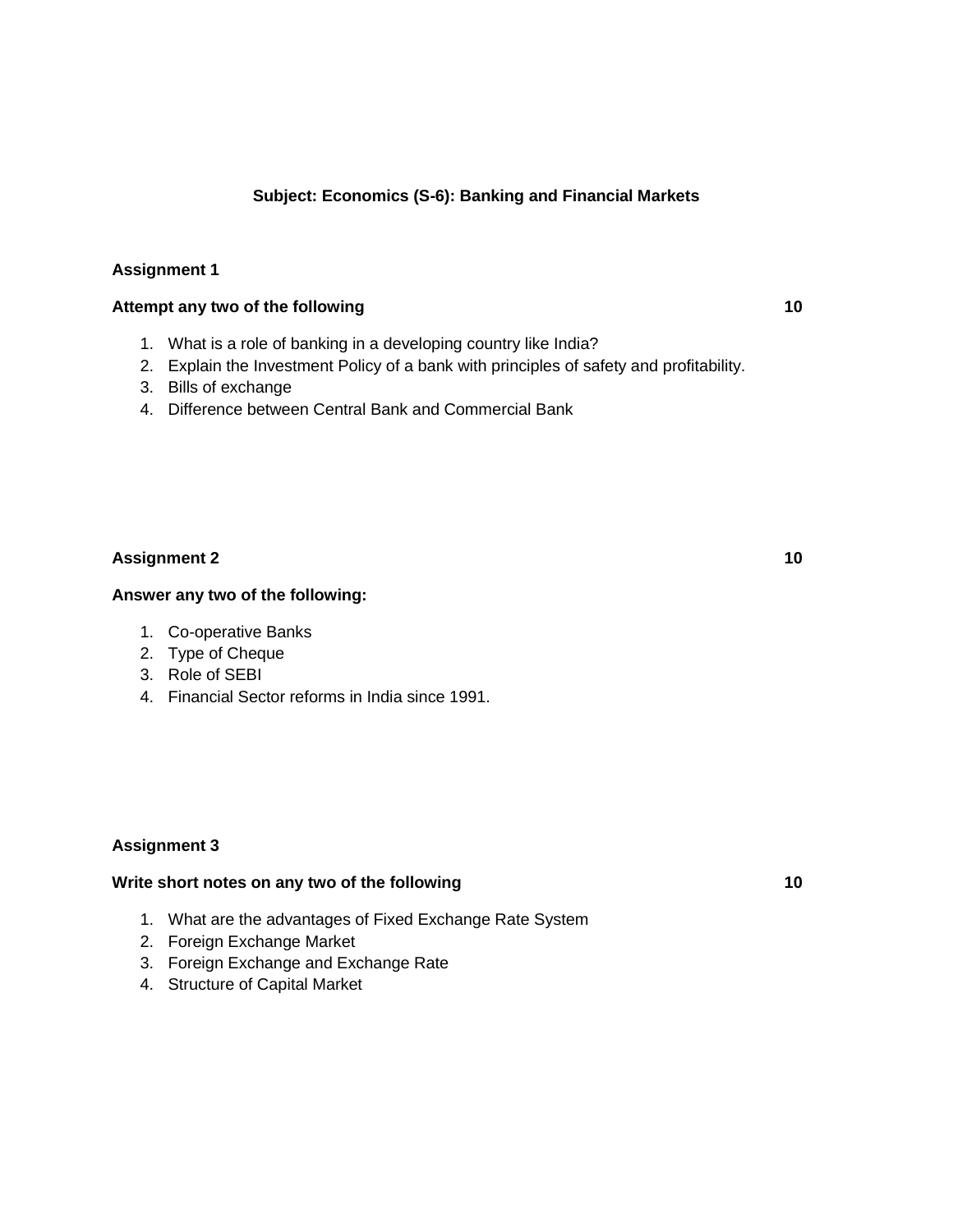**Subject: Economics (S-6): Banking and Financial Markets**

**Assignment 1**

**Attempt any two of the following** **10**

1. What is a role of banking in a developing country like India?
2. Explain the Investment Policy of a bank with principles of safety and profitability.
3. Bills of exchange
4. Difference between Central Bank and Commercial Bank

**Assignment 2** **10**

**Answer any two of the following:**

1. Co-operative Banks
2. Type of Cheque
3. Role of SEBI
4. Financial Sector reforms in India since 1991.

**Assignment 3**

**Write short notes on any two of the following** **10**

1. What are the advantages of Fixed Exchange Rate System
2. Foreign Exchange Market
3. Foreign Exchange and Exchange Rate
4. Structure of Capital Market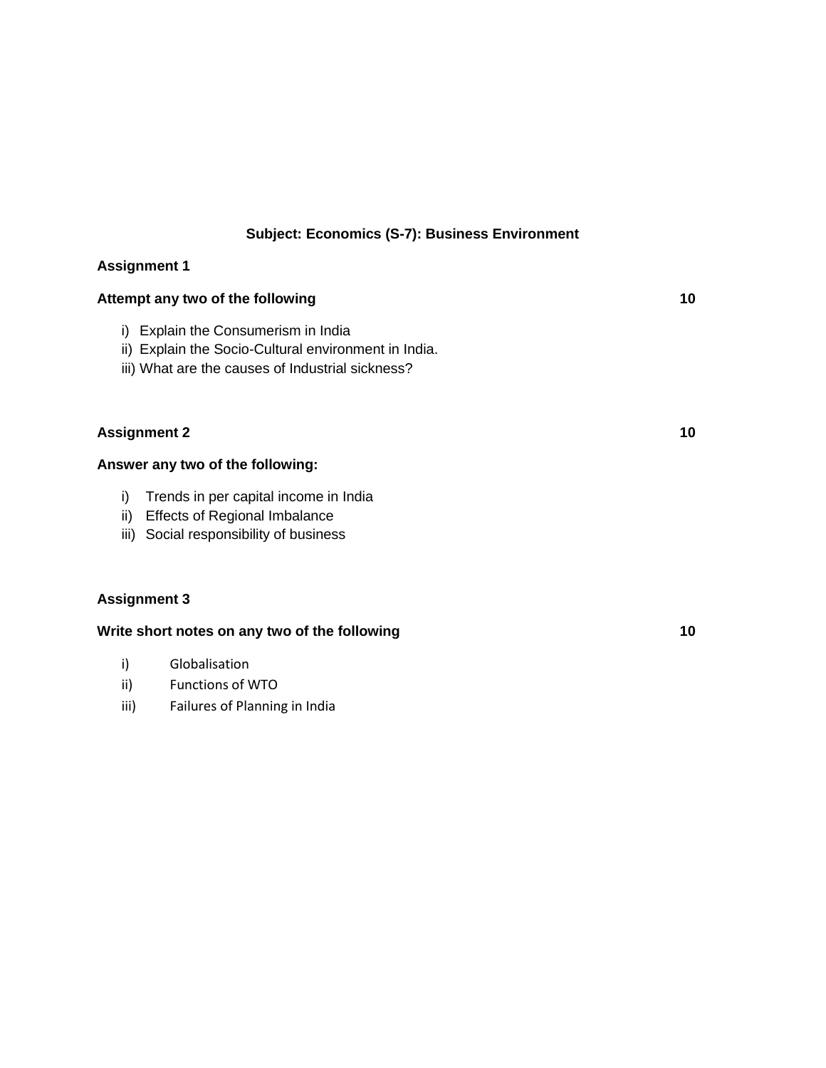## Subject: Economics (S-7): Business Environment

**Assignment 1**

**Attempt any two of the following** **10**

i) Explain the Consumerism in India
ii) Explain the Socio-Cultural environment in India.
iii) What are the causes of Industrial sickness?

**Assignment 2** **10**

**Answer any two of the following:**

i) Trends in per capital income in India
ii) Effects of Regional Imbalance
iii) Social responsibility of business

**Assignment 3**

**Write short notes on any two of the following** **10**

i) Globalisation
ii) Functions of WTO
iii) Failures of Planning in India